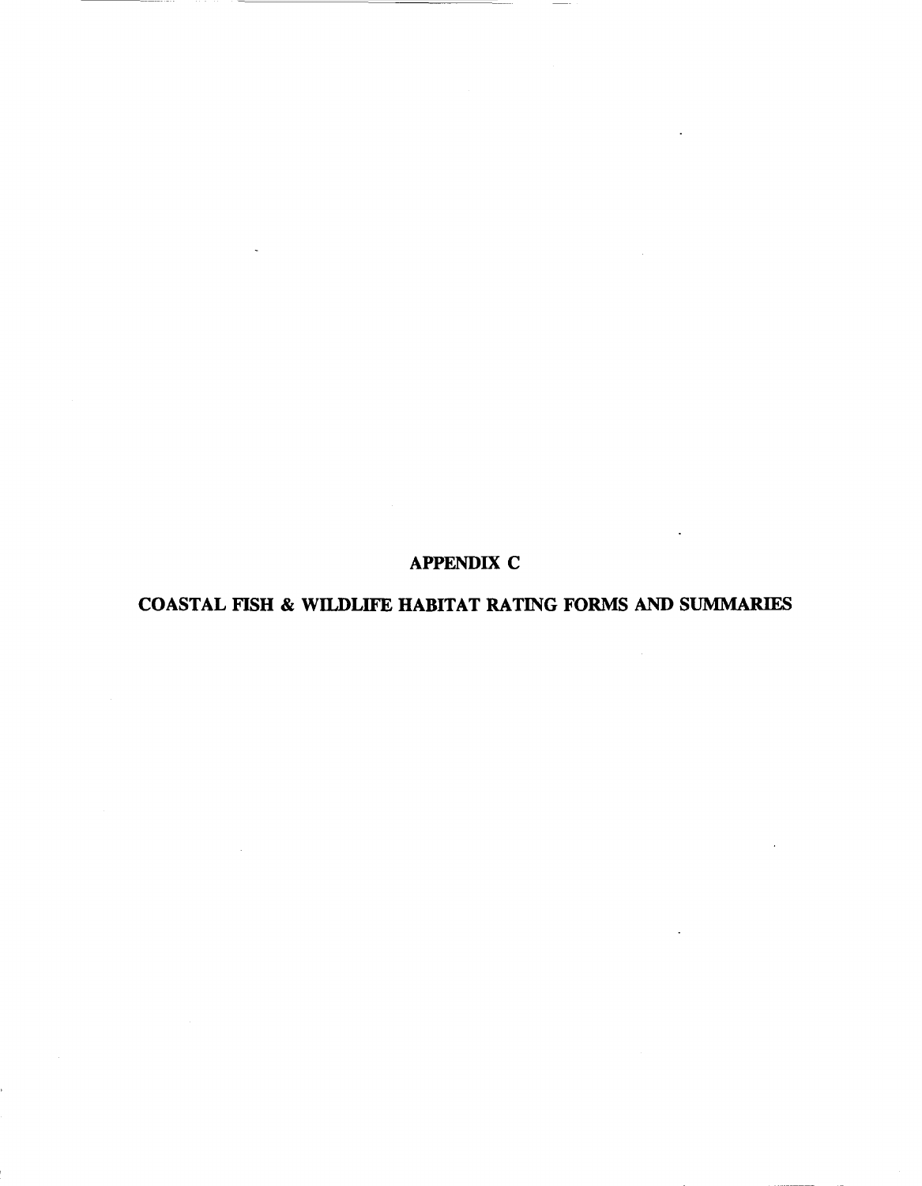# APPENDIX C

## COASTAL FISH & WILDLIFE HABITAT RATING FORMS AND SUMMARIES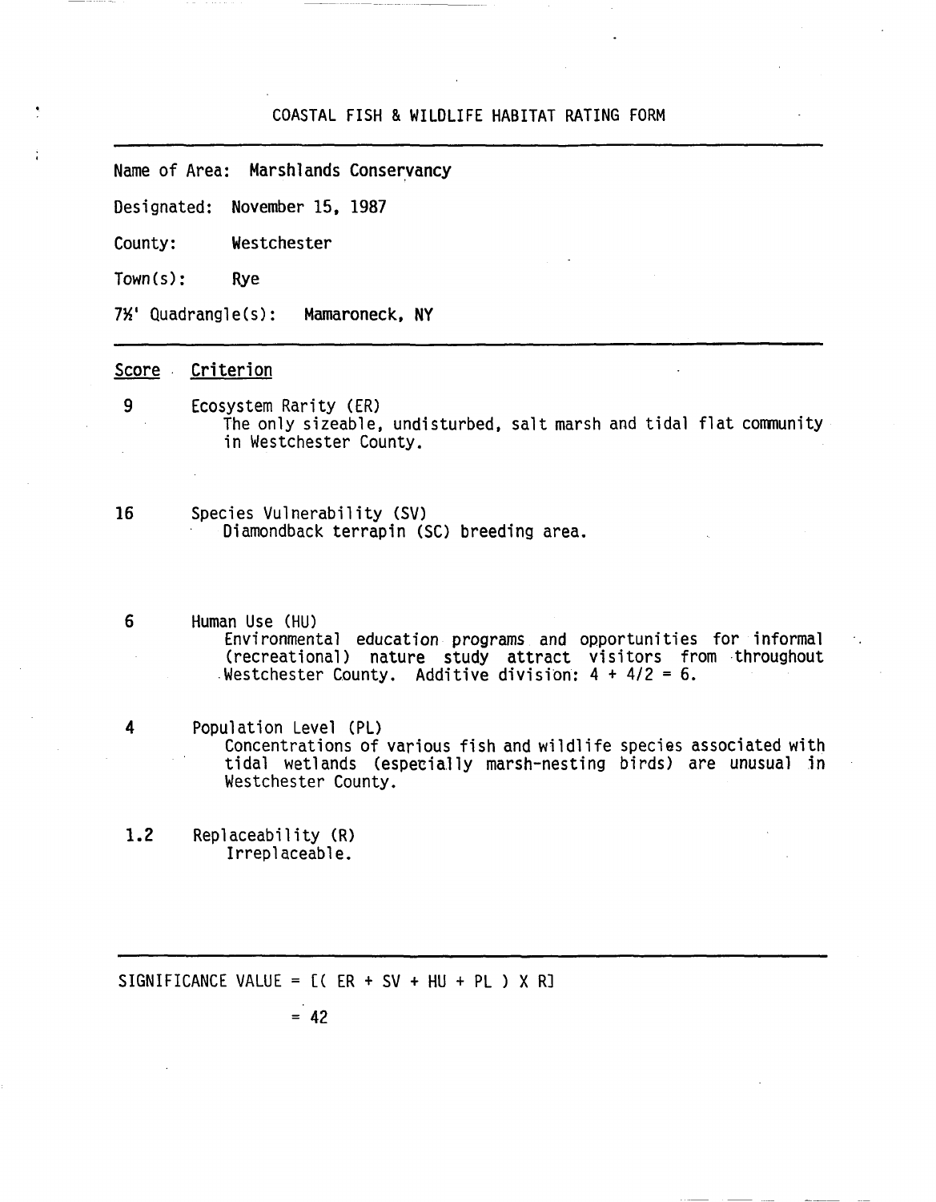# COASTAL FISH & WILDLIFE HABITAT RATING FORM

Name of Area: Marshlands Conservancy

Designated: November 15, 1987

County: Westchester

Town(s): Rye

7½' Quadrangle(s): Mamaroneck, NY

| Score | Criterion |
|---|---|
| 9 | Ecosystem Rarity (ER)<br>The only sizeable, undisturbed, salt marsh and tidal flat community in Westchester County. |
| 16 | Species Vulnerability (SV)<br>Diamondback terrapin (SC) breeding area. |
| 6 | Human Use (HU)<br>Environmental education programs and opportunities for informal (recreational) nature study attract visitors from throughout Westchester County. Additive division: 4 + 4/2 = 6. |
| 4 | Population Level (PL)<br>Concentrations of various fish and wildlife species associated with tidal wetlands (especially marsh-nesting birds) are unusual in Westchester County. |
| 1.2 | Replaceability (R)<br>Irreplaceable. |

SIGNIFICANCE VALUE = [( ER + SV + HU + PL ) X R]

= 42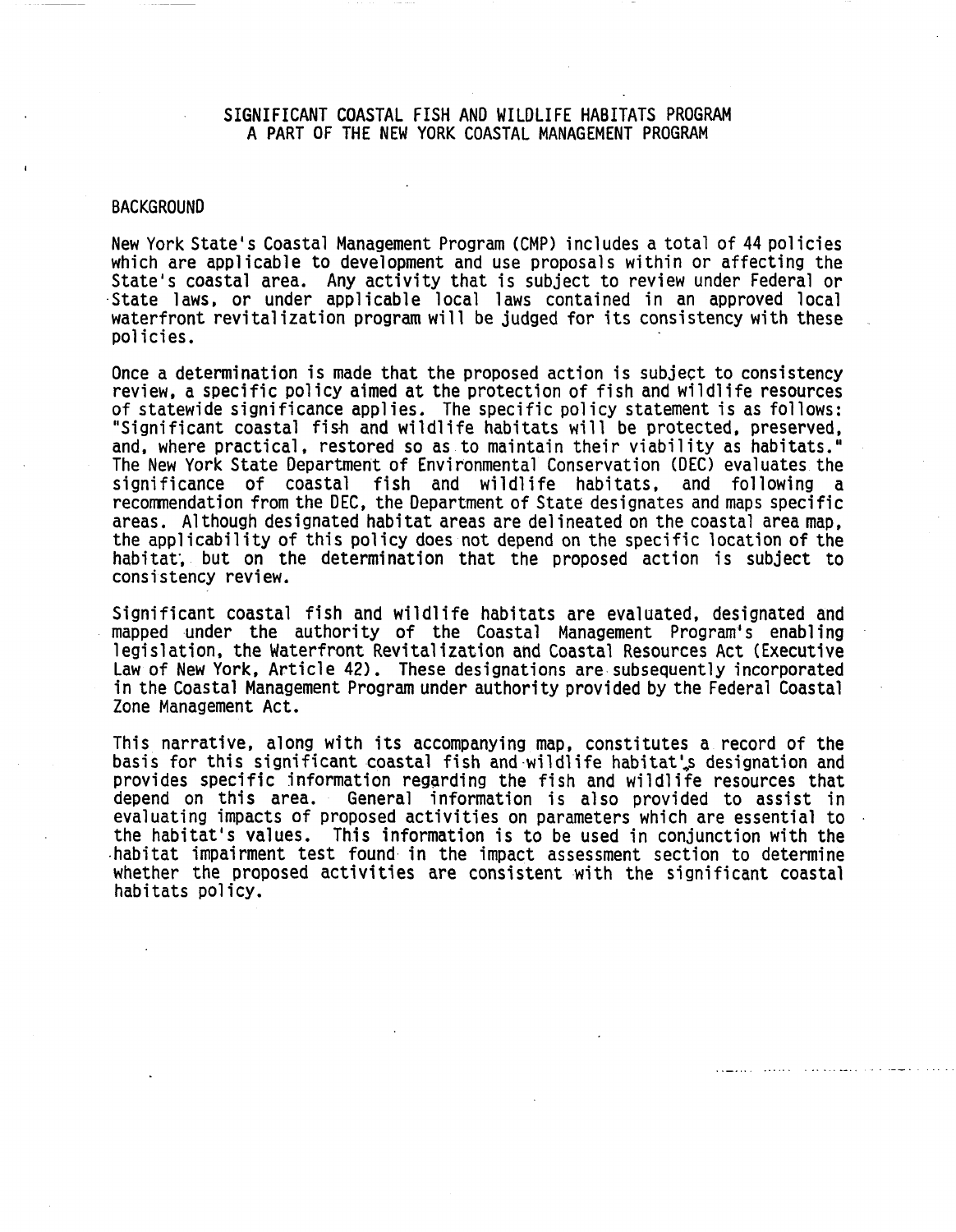# SIGNIFICANT COASTAL FISH AND WILDLIFE HABITATS PROGRAM
## A PART OF THE NEW YORK COASTAL MANAGEMENT PROGRAM

### BACKGROUND

New York State's Coastal Management Program (CMP) includes a total of 44 policies which are applicable to development and use proposals within or affecting the State's coastal area. Any activity that is subject to review under Federal or State laws, or under applicable local laws contained in an approved local waterfront revitalization program will be judged for its consistency with these policies.

Once a determination is made that the proposed action is subject to consistency review, a specific policy aimed at the protection of fish and wildlife resources of statewide significance applies. The specific policy statement is as follows: "Significant coastal fish and wildlife habitats will be protected, preserved, and, where practical, restored so as to maintain their viability as habitats." The New York State Department of Environmental Conservation (DEC) evaluates the significance of coastal fish and wildlife habitats, and following a recommendation from the DEC, the Department of State designates and maps specific areas. Although designated habitat areas are delineated on the coastal area map, the applicability of this policy does not depend on the specific location of the habitat, but on the determination that the proposed action is subject to consistency review.

Significant coastal fish and wildlife habitats are evaluated, designated and mapped under the authority of the Coastal Management Program's enabling legislation, the Waterfront Revitalization and Coastal Resources Act (Executive Law of New York, Article 42). These designations are subsequently incorporated in the Coastal Management Program under authority provided by the Federal Coastal Zone Management Act.

This narrative, along with its accompanying map, constitutes a record of the basis for this significant coastal fish and wildlife habitat's designation and provides specific information regarding the fish and wildlife resources that depend on this area. General information is also provided to assist in evaluating impacts of proposed activities on parameters which are essential to the habitat's values. This information is to be used in conjunction with the habitat impairment test found in the impact assessment section to determine whether the proposed activities are consistent with the significant coastal habitats policy.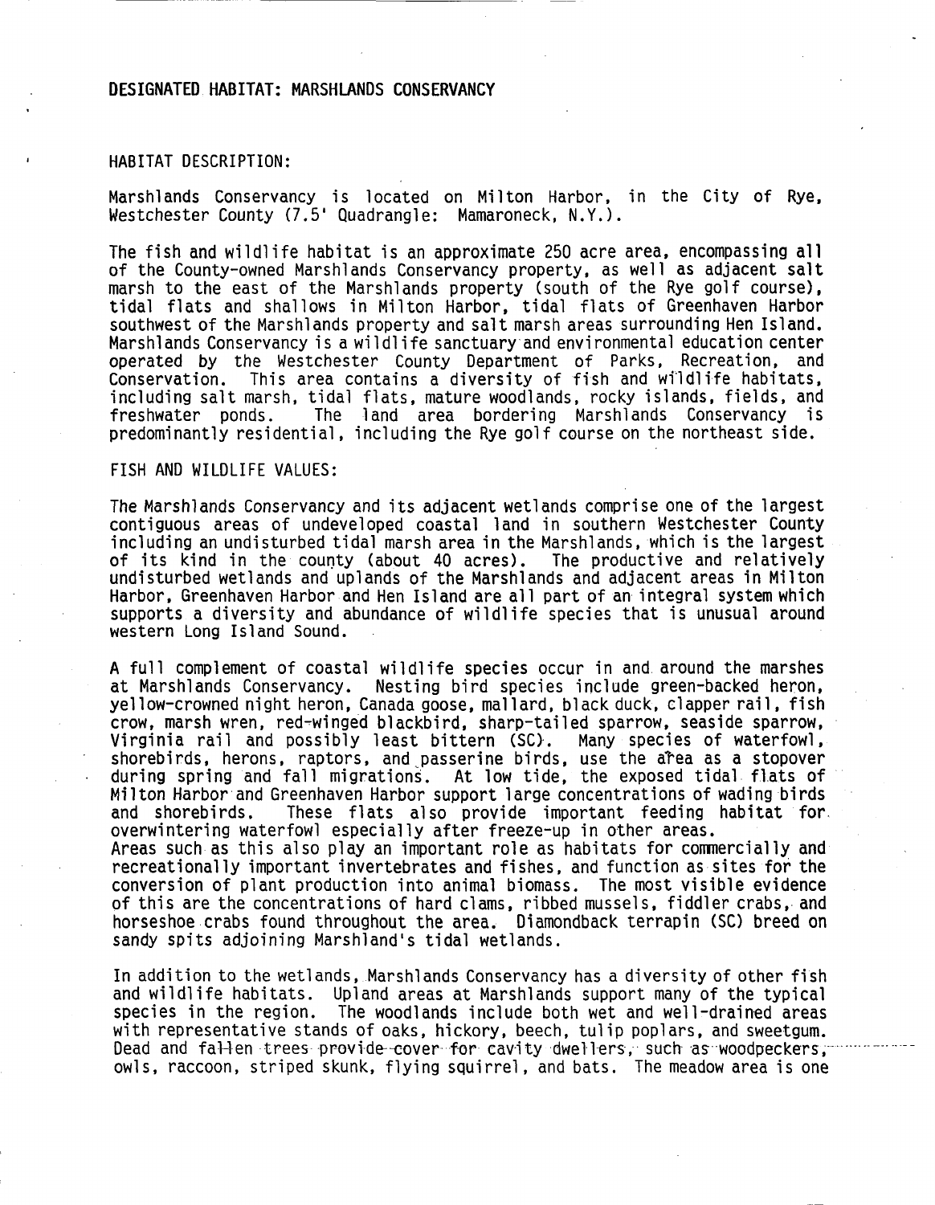## DESIGNATED HABITAT: MARSHLANDS CONSERVANCY

HABITAT DESCRIPTION:

Marshlands Conservancy is located on Milton Harbor, in the City of Rye, Westchester County (7.5' Quadrangle: Mamaroneck, N.Y.).

The fish and wildlife habitat is an approximate 250 acre area, encompassing all of the County-owned Marshlands Conservancy property, as well as adjacent salt marsh to the east of the Marshlands property (south of the Rye golf course), tidal flats and shallows in Milton Harbor, tidal flats of Greenhaven Harbor southwest of the Marshlands property and salt marsh areas surrounding Hen Island. Marshlands Conservancy is a wildlife sanctuary and environmental education center operated by the Westchester County Department of Parks, Recreation, and Conservation. This area contains a diversity of fish and wildlife habitats, including salt marsh, tidal flats, mature woodlands, rocky islands, fields, and freshwater ponds. The land area bordering Marshlands Conservancy is predominantly residential, including the Rye golf course on the northeast side.

FISH AND WILDLIFE VALUES:

The Marshlands Conservancy and its adjacent wetlands comprise one of the largest contiguous areas of undeveloped coastal land in southern Westchester County including an undisturbed tidal marsh area in the Marshlands, which is the largest of its kind in the county (about 40 acres). The productive and relatively undisturbed wetlands and uplands of the Marshlands and adjacent areas in Milton Harbor, Greenhaven Harbor and Hen Island are all part of an integral system which supports a diversity and abundance of wildlife species that is unusual around western Long Island Sound.

A full complement of coastal wildlife species occur in and around the marshes at Marshlands Conservancy. Nesting bird species include green-backed heron, yellow-crowned night heron, Canada goose, mallard, black duck, clapper rail, fish crow, marsh wren, red-winged blackbird, sharp-tailed sparrow, seaside sparrow, Virginia rail and possibly least bittern (SC). Many species of waterfowl, shorebirds, herons, raptors, and passerine birds, use the area as a stopover during spring and fall migrations. At low tide, the exposed tidal flats of Milton Harbor and Greenhaven Harbor support large concentrations of wading birds and shorebirds. These flats also provide important feeding habitat for overwintering waterfowl especially after freeze-up in other areas.
Areas such as this also play an important role as habitats for commercially and recreationally important invertebrates and fishes, and function as sites for the conversion of plant production into animal biomass. The most visible evidence of this are the concentrations of hard clams, ribbed mussels, fiddler crabs, and horseshoe crabs found throughout the area. Diamondback terrapin (SC) breed on sandy spits adjoining Marshland's tidal wetlands.

In addition to the wetlands, Marshlands Conservancy has a diversity of other fish and wildlife habitats. Upland areas at Marshlands support many of the typical species in the region. The woodlands include both wet and well-drained areas with representative stands of oaks, hickory, beech, tulip poplars, and sweetgum. Dead and fallen trees provide cover for cavity dwellers, such as woodpeckers, owls, raccoon, striped skunk, flying squirrel, and bats. The meadow area is one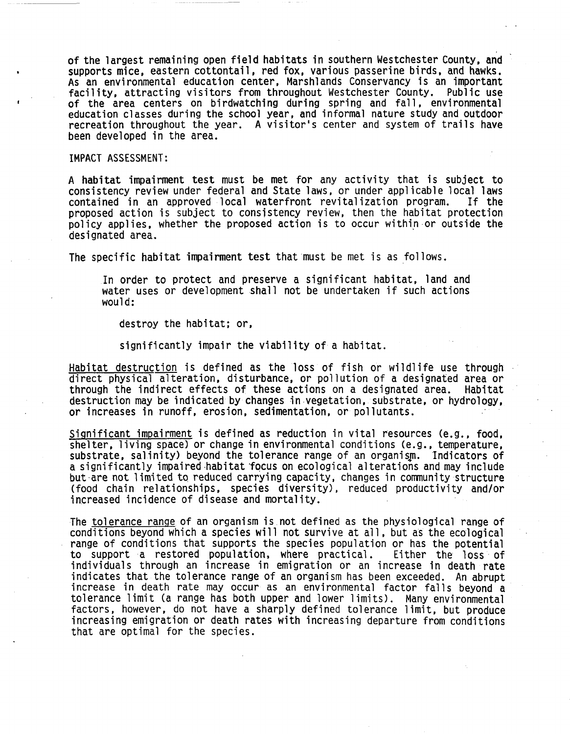of the largest remaining open field habitats in southern Westchester County, and supports mice, eastern cottontail, red fox, various passerine birds, and hawks. As an environmental education center, Marshlands Conservancy is an important facility, attracting visitors from throughout Westchester County. Public use of the area centers on birdwatching during spring and fall, environmental education classes during the school year, and informal nature study and outdoor recreation throughout the year. A visitor's center and system of trails have been developed in the area.

IMPACT ASSESSMENT:

A habitat impairment test must be met for any activity that is subject to consistency review under federal and State laws, or under applicable local laws contained in an approved local waterfront revitalization program. If the proposed action is subject to consistency review, then the habitat protection policy applies, whether the proposed action is to occur within or outside the designated area.

The specific habitat impairment test that must be met is as follows.

> In order to protect and preserve a significant habitat, land and water uses or development shall not be undertaken if such actions would:
>
> destroy the habitat; or,
>
> significantly impair the viability of a habitat.

Habitat destruction is defined as the loss of fish or wildlife use through direct physical alteration, disturbance, or pollution of a designated area or through the indirect effects of these actions on a designated area. Habitat destruction may be indicated by changes in vegetation, substrate, or hydrology, or increases in runoff, erosion, sedimentation, or pollutants.

Significant impairment is defined as reduction in vital resources (e.g., food, shelter, living space) or change in environmental conditions (e.g., temperature, substrate, salinity) beyond the tolerance range of an organism. Indicators of a significantly impaired habitat focus on ecological alterations and may include but are not limited to reduced carrying capacity, changes in community structure (food chain relationships, species diversity), reduced productivity and/or increased incidence of disease and mortality.

The tolerance range of an organism is not defined as the physiological range of conditions beyond which a species will not survive at all, but as the ecological range of conditions that supports the species population or has the potential to support a restored population, where practical. Either the loss of individuals through an increase in emigration or an increase in death rate indicates that the tolerance range of an organism has been exceeded. An abrupt increase in death rate may occur as an environmental factor falls beyond a tolerance limit (a range has both upper and lower limits). Many environmental factors, however, do not have a sharply defined tolerance limit, but produce increasing emigration or death rates with increasing departure from conditions that are optimal for the species.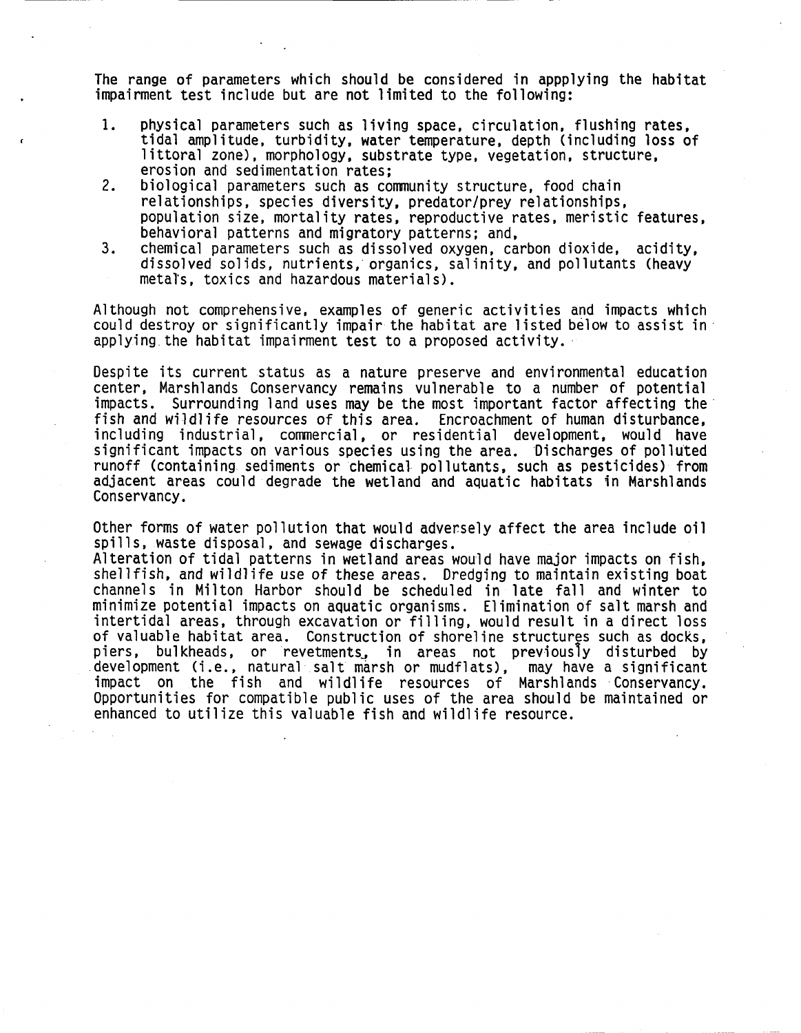The range of parameters which should be considered in appplying the habitat impairment test include but are not limited to the following:

1. physical parameters such as living space, circulation, flushing rates, tidal amplitude, turbidity, water temperature, depth (including loss of littoral zone), morphology, substrate type, vegetation, structure, erosion and sedimentation rates;
2. biological parameters such as community structure, food chain relationships, species diversity, predator/prey relationships, population size, mortality rates, reproductive rates, meristic features, behavioral patterns and migratory patterns; and,
3. chemical parameters such as dissolved oxygen, carbon dioxide, acidity, dissolved solids, nutrients, organics, salinity, and pollutants (heavy metals, toxics and hazardous materials).

Although not comprehensive, examples of generic activities and impacts which could destroy or significantly impair the habitat are listed below to assist in applying the habitat impairment test to a proposed activity.

Despite its current status as a nature preserve and environmental education center, Marshlands Conservancy remains vulnerable to a number of potential impacts. Surrounding land uses may be the most important factor affecting the fish and wildlife resources of this area. Encroachment of human disturbance, including industrial, commercial, or residential development, would have significant impacts on various species using the area. Discharges of polluted runoff (containing sediments or chemical pollutants, such as pesticides) from adjacent areas could degrade the wetland and aquatic habitats in Marshlands Conservancy.

Other forms of water pollution that would adversely affect the area include oil spills, waste disposal, and sewage discharges.
Alteration of tidal patterns in wetland areas would have major impacts on fish, shellfish, and wildlife use of these areas. Dredging to maintain existing boat channels in Milton Harbor should be scheduled in late fall and winter to minimize potential impacts on aquatic organisms. Elimination of salt marsh and intertidal areas, through excavation or filling, would result in a direct loss of valuable habitat area. Construction of shoreline structures such as docks, piers, bulkheads, or revetments, in areas not previously disturbed by development (i.e., natural salt marsh or mudflats), may have a significant impact on the fish and wildlife resources of Marshlands Conservancy. Opportunities for compatible public uses of the area should be maintained or enhanced to utilize this valuable fish and wildlife resource.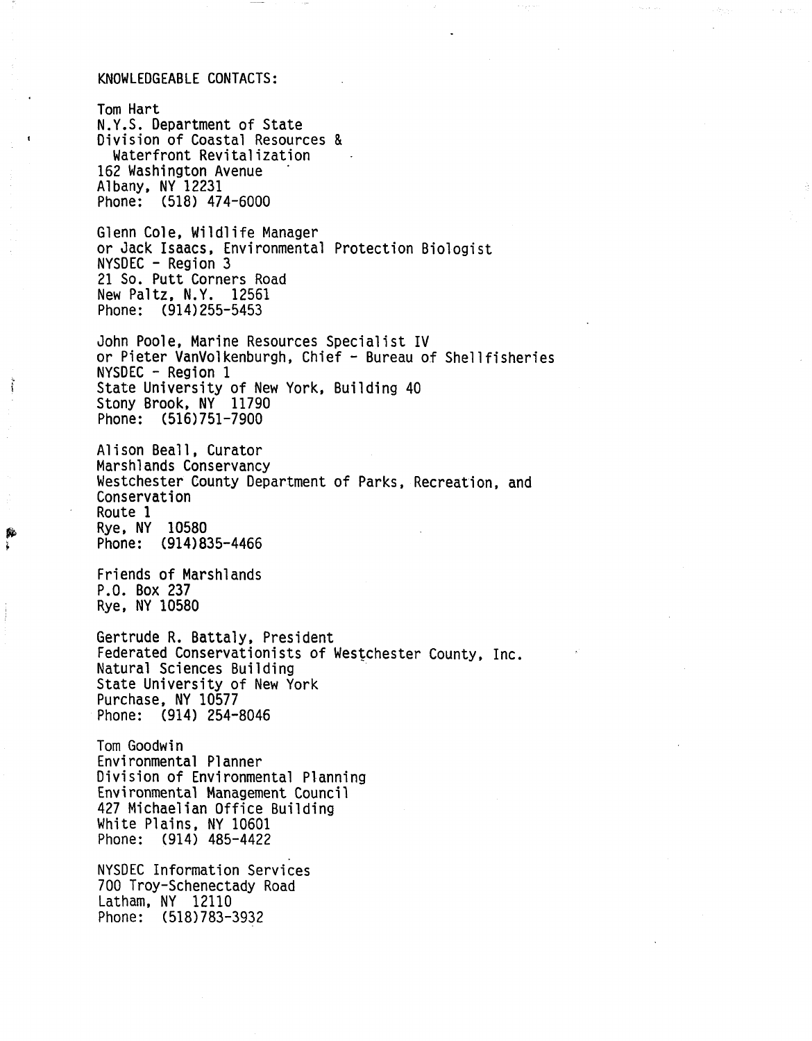KNOWLEDGEABLE CONTACTS:

Tom Hart  
N.Y.S. Department of State  
Division of Coastal Resources &  
Waterfront Revitalization  
162 Washington Avenue  
Albany, NY 12231  
Phone: (518) 474-6000

Glenn Cole, Wildlife Manager  
or Jack Isaacs, Environmental Protection Biologist  
NYSDEC - Region 3  
21 So. Putt Corners Road  
New Paltz, N.Y. 12561  
Phone: (914)255-5453

John Poole, Marine Resources Specialist IV  
or Pieter VanVolkenburgh, Chief - Bureau of Shellfisheries  
NYSDEC - Region 1  
State University of New York, Building 40  
Stony Brook, NY 11790  
Phone: (516)751-7900

Alison Beall, Curator  
Marshlands Conservancy  
Westchester County Department of Parks, Recreation, and Conservation  
Route 1  
Rye, NY 10580  
Phone: (914)835-4466

Friends of Marshlands  
P.O. Box 237  
Rye, NY 10580

Gertrude R. Battaly, President  
Federated Conservationists of Westchester County, Inc.  
Natural Sciences Building  
State University of New York  
Purchase, NY 10577  
Phone: (914) 254-8046

Tom Goodwin  
Environmental Planner  
Division of Environmental Planning  
Environmental Management Council  
427 Michaelian Office Building  
White Plains, NY 10601  
Phone: (914) 485-4422

NYSDEC Information Services  
700 Troy-Schenectady Road  
Latham, NY 12110  
Phone: (518)783-3932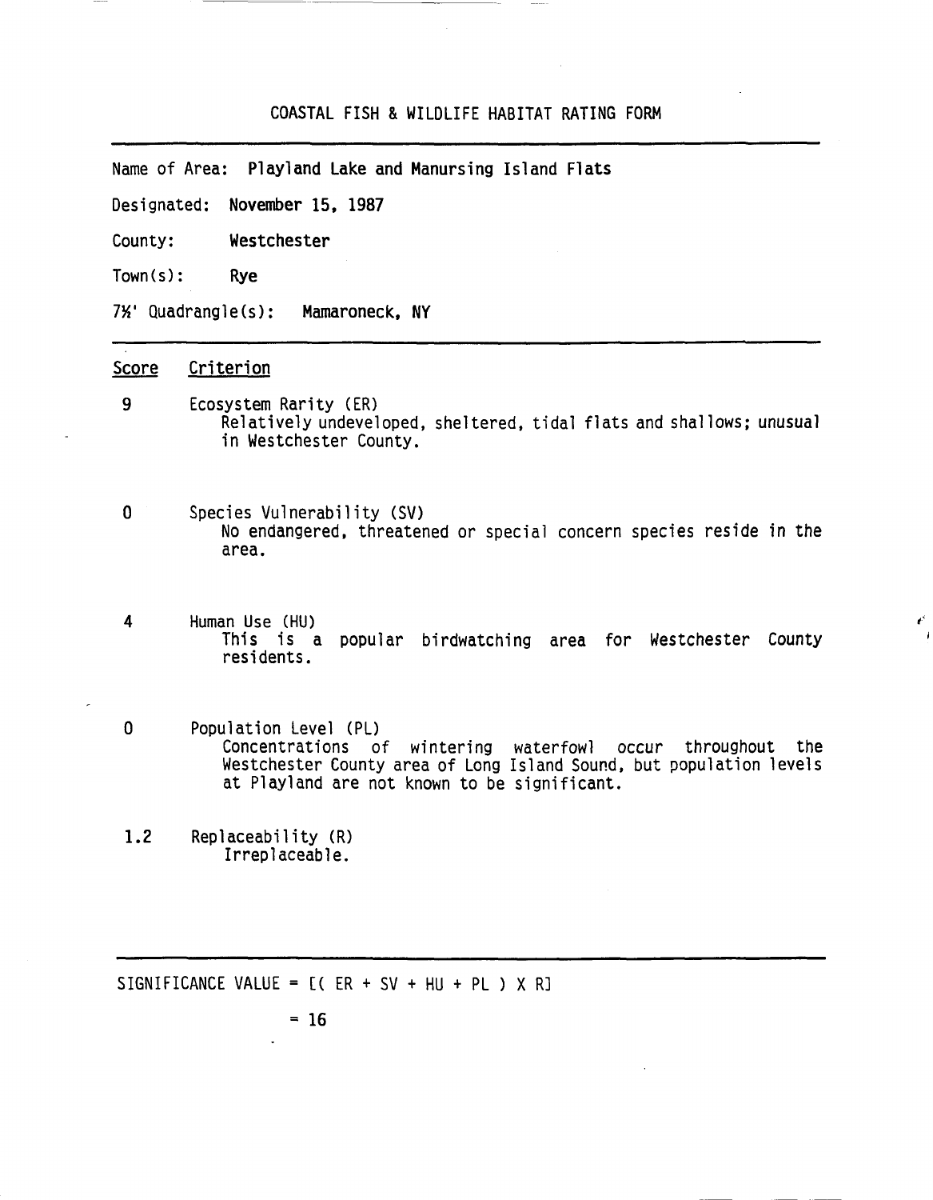# COASTAL FISH & WILDLIFE HABITAT RATING FORM

Name of Area: **Playland Lake and Manursing Island Flats**

Designated: **November 15, 1987**

County: **Westchester**

Town(s): **Rye**

7½' Quadrangle(s): **Mamaroneck, NY**

| Score | Criterion |
|---|---|
| 9 | Ecosystem Rarity (ER)<br>Relatively undeveloped, sheltered, tidal flats and shallows; unusual in Westchester County. |
| 0 | Species Vulnerability (SV)<br>No endangered, threatened or special concern species reside in the area. |
| 4 | Human Use (HU)<br>This is a popular birdwatching area for Westchester County residents. |
| 0 | Population Level (PL)<br>Concentrations of wintering waterfowl occur throughout the Westchester County area of Long Island Sound, but population levels at Playland are not known to be significant. |
| 1.2 | Replaceability (R)<br>Irreplaceable. |

SIGNIFICANCE VALUE = [( ER + SV + HU + PL ) X R]

= **16**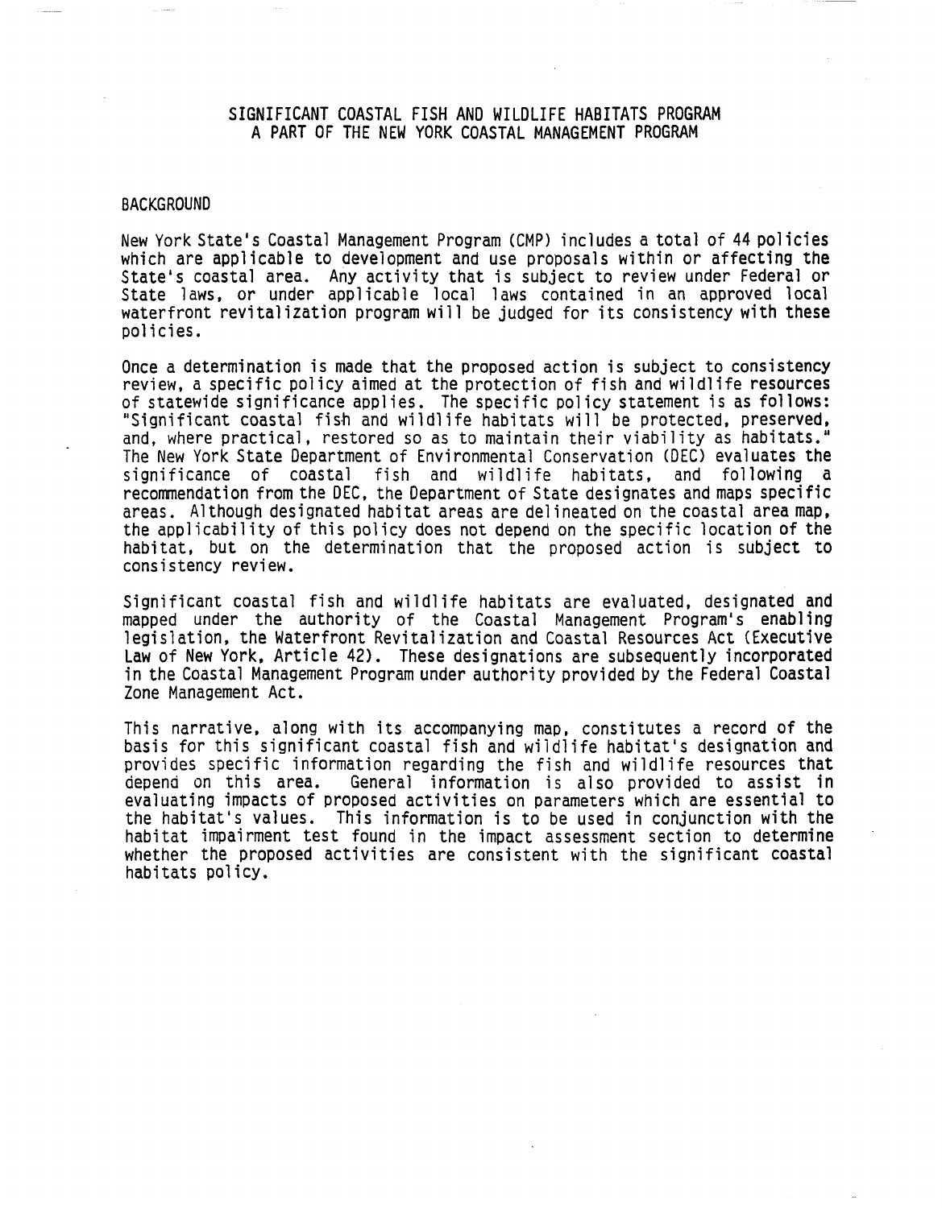# SIGNIFICANT COASTAL FISH AND WILDLIFE HABITATS PROGRAM
## A PART OF THE NEW YORK COASTAL MANAGEMENT PROGRAM

### BACKGROUND

New York State's Coastal Management Program (CMP) includes a total of 44 policies which are applicable to development and use proposals within or affecting the State's coastal area. Any activity that is subject to review under Federal or State laws, or under applicable local laws contained in an approved local waterfront revitalization program will be judged for its consistency with these policies.

Once a determination is made that the proposed action is subject to consistency review, a specific policy aimed at the protection of fish and wildlife resources of statewide significance applies. The specific policy statement is as follows: "Significant coastal fish and wildlife habitats will be protected, preserved, and, where practical, restored so as to maintain their viability as habitats." The New York State Department of Environmental Conservation (DEC) evaluates the significance of coastal fish and wildlife habitats, and following a recommendation from the DEC, the Department of State designates and maps specific areas. Although designated habitat areas are delineated on the coastal area map, the applicability of this policy does not depend on the specific location of the habitat, but on the determination that the proposed action is subject to consistency review.

Significant coastal fish and wildlife habitats are evaluated, designated and mapped under the authority of the Coastal Management Program's enabling legislation, the Waterfront Revitalization and Coastal Resources Act (Executive Law of New York, Article 42). These designations are subsequently incorporated in the Coastal Management Program under authority provided by the Federal Coastal Zone Management Act.

This narrative, along with its accompanying map, constitutes a record of the basis for this significant coastal fish and wildlife habitat's designation and provides specific information regarding the fish and wildlife resources that depend on this area. General information is also provided to assist in evaluating impacts of proposed activities on parameters which are essential to the habitat's values. This information is to be used in conjunction with the habitat impairment test found in the impact assessment section to determine whether the proposed activities are consistent with the significant coastal habitats policy.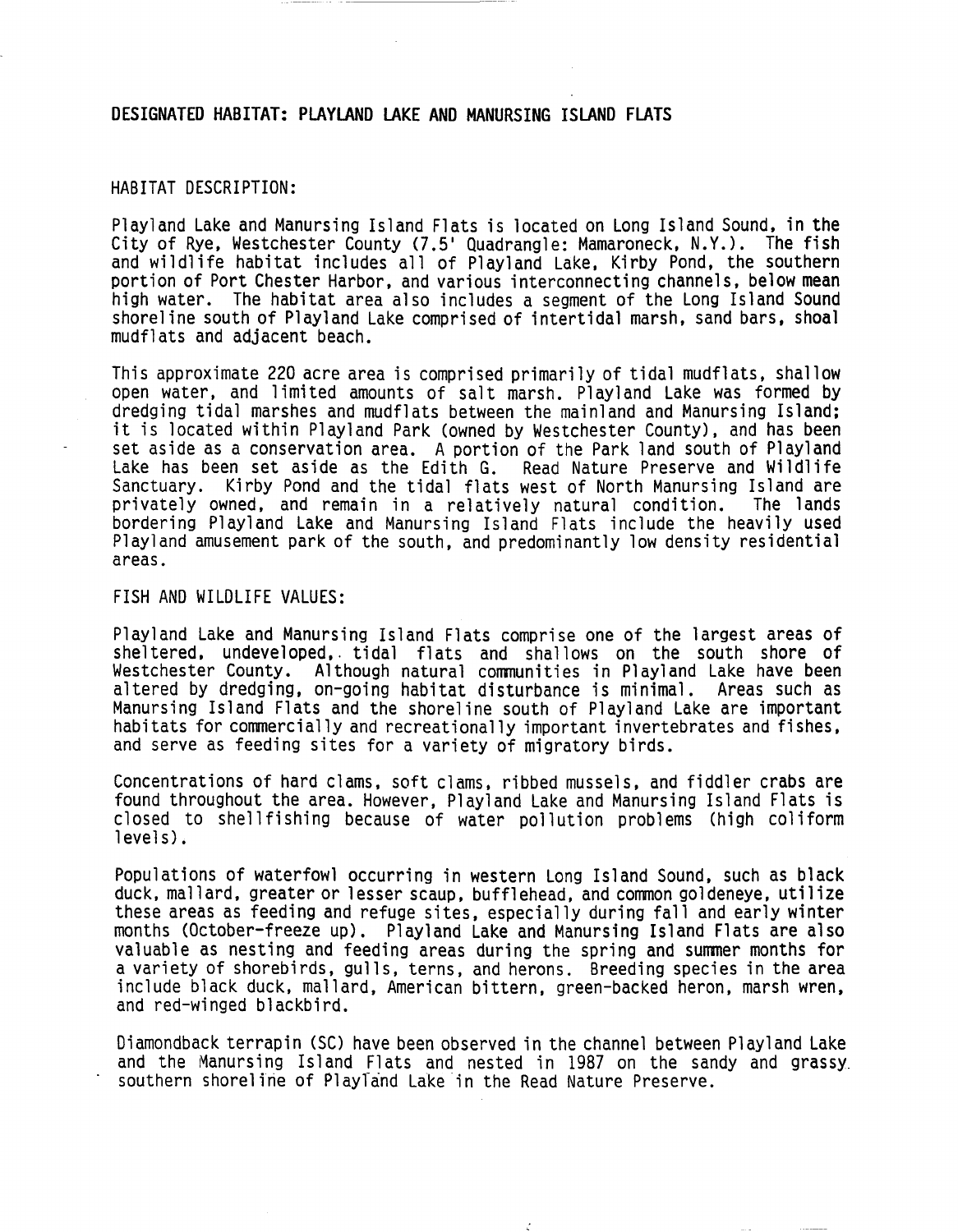## DESIGNATED HABITAT: PLAYLAND LAKE AND MANURSING ISLAND FLATS

HABITAT DESCRIPTION:

Playland Lake and Manursing Island Flats is located on Long Island Sound, in the City of Rye, Westchester County (7.5' Quadrangle: Mamaroneck, N.Y.). The fish and wildlife habitat includes all of Playland Lake, Kirby Pond, the southern portion of Port Chester Harbor, and various interconnecting channels, below mean high water. The habitat area also includes a segment of the Long Island Sound shoreline south of Playland Lake comprised of intertidal marsh, sand bars, shoal mudflats and adjacent beach.

This approximate 220 acre area is comprised primarily of tidal mudflats, shallow open water, and limited amounts of salt marsh. Playland Lake was formed by dredging tidal marshes and mudflats between the mainland and Manursing Island; it is located within Playland Park (owned by Westchester County), and has been set aside as a conservation area. A portion of the Park land south of Playland Lake has been set aside as the Edith G. Read Nature Preserve and Wildlife Sanctuary. Kirby Pond and the tidal flats west of North Manursing Island are privately owned, and remain in a relatively natural condition. The lands bordering Playland Lake and Manursing Island Flats include the heavily used Playland amusement park of the south, and predominantly low density residential areas.

FISH AND WILDLIFE VALUES:

Playland Lake and Manursing Island Flats comprise one of the largest areas of sheltered, undeveloped, tidal flats and shallows on the south shore of Westchester County. Although natural communities in Playland Lake have been altered by dredging, on-going habitat disturbance is minimal. Areas such as Manursing Island Flats and the shoreline south of Playland Lake are important habitats for commercially and recreationally important invertebrates and fishes, and serve as feeding sites for a variety of migratory birds.

Concentrations of hard clams, soft clams, ribbed mussels, and fiddler crabs are found throughout the area. However, Playland Lake and Manursing Island Flats is closed to shellfishing because of water pollution problems (high coliform levels).

Populations of waterfowl occurring in western Long Island Sound, such as black duck, mallard, greater or lesser scaup, bufflehead, and common goldeneye, utilize these areas as feeding and refuge sites, especially during fall and early winter months (October-freeze up). Playland Lake and Manursing Island Flats are also valuable as nesting and feeding areas during the spring and summer months for a variety of shorebirds, gulls, terns, and herons. Breeding species in the area include black duck, mallard, American bittern, green-backed heron, marsh wren, and red-winged blackbird.

Diamondback terrapin (SC) have been observed in the channel between Playland Lake and the Manursing Island Flats and nested in 1987 on the sandy and grassy southern shoreline of Playland Lake in the Read Nature Preserve.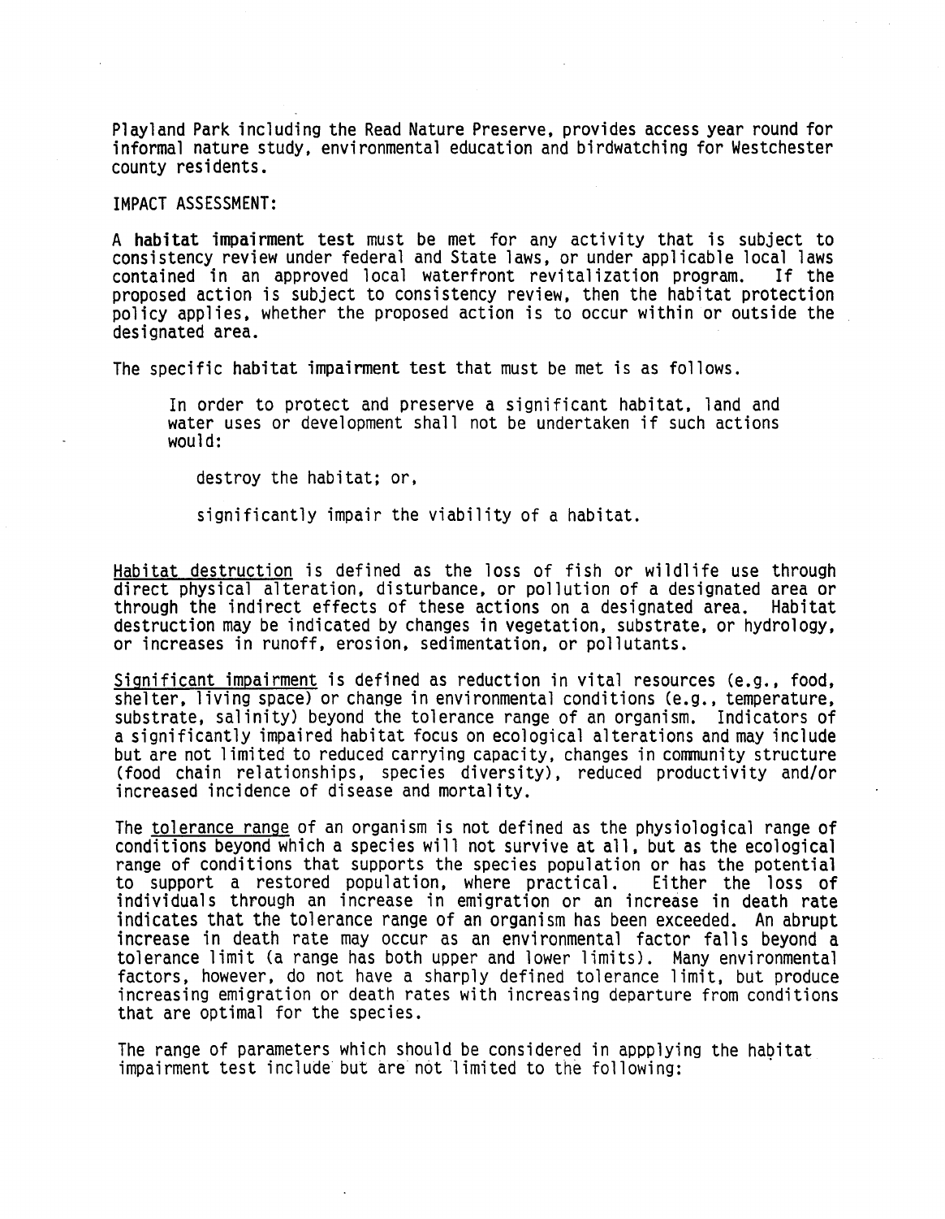Playland Park including the Read Nature Preserve, provides access year round for informal nature study, environmental education and birdwatching for Westchester county residents.

IMPACT ASSESSMENT:

A **habitat impairment test** must be met for any activity that is subject to consistency review under federal and State laws, or under applicable local laws contained in an approved local waterfront revitalization program. If the proposed action is subject to consistency review, then the habitat protection policy applies, whether the proposed action is to occur within or outside the designated area.

The specific **habitat impairment test** that must be met is as follows.

> In order to protect and preserve a significant habitat, land and water uses or development shall not be undertaken if such actions would:
>
> destroy the habitat; or,
>
> significantly impair the viability of a habitat.

Habitat destruction is defined as the loss of fish or wildlife use through direct physical alteration, disturbance, or pollution of a designated area or through the indirect effects of these actions on a designated area. Habitat destruction may be indicated by changes in vegetation, substrate, or hydrology, or increases in runoff, erosion, sedimentation, or pollutants.

Significant impairment is defined as reduction in vital resources (e.g., food, shelter, living space) or change in environmental conditions (e.g., temperature, substrate, salinity) beyond the tolerance range of an organism. Indicators of a significantly impaired habitat focus on ecological alterations and may include but are not limited to reduced carrying capacity, changes in community structure (food chain relationships, species diversity), reduced productivity and/or increased incidence of disease and mortality.

The tolerance range of an organism is not defined as the physiological range of conditions beyond which a species will not survive at all, but as the ecological range of conditions that supports the species population or has the potential to support a restored population, where practical. Either the loss of individuals through an increase in emigration or an increase in death rate indicates that the tolerance range of an organism has been exceeded. An abrupt increase in death rate may occur as an environmental factor falls beyond a tolerance limit (a range has both upper and lower limits). Many environmental factors, however, do not have a sharply defined tolerance limit, but produce increasing emigration or death rates with increasing departure from conditions that are optimal for the species.

The range of parameters which should be considered in appplying the habitat impairment test include but are not limited to the following: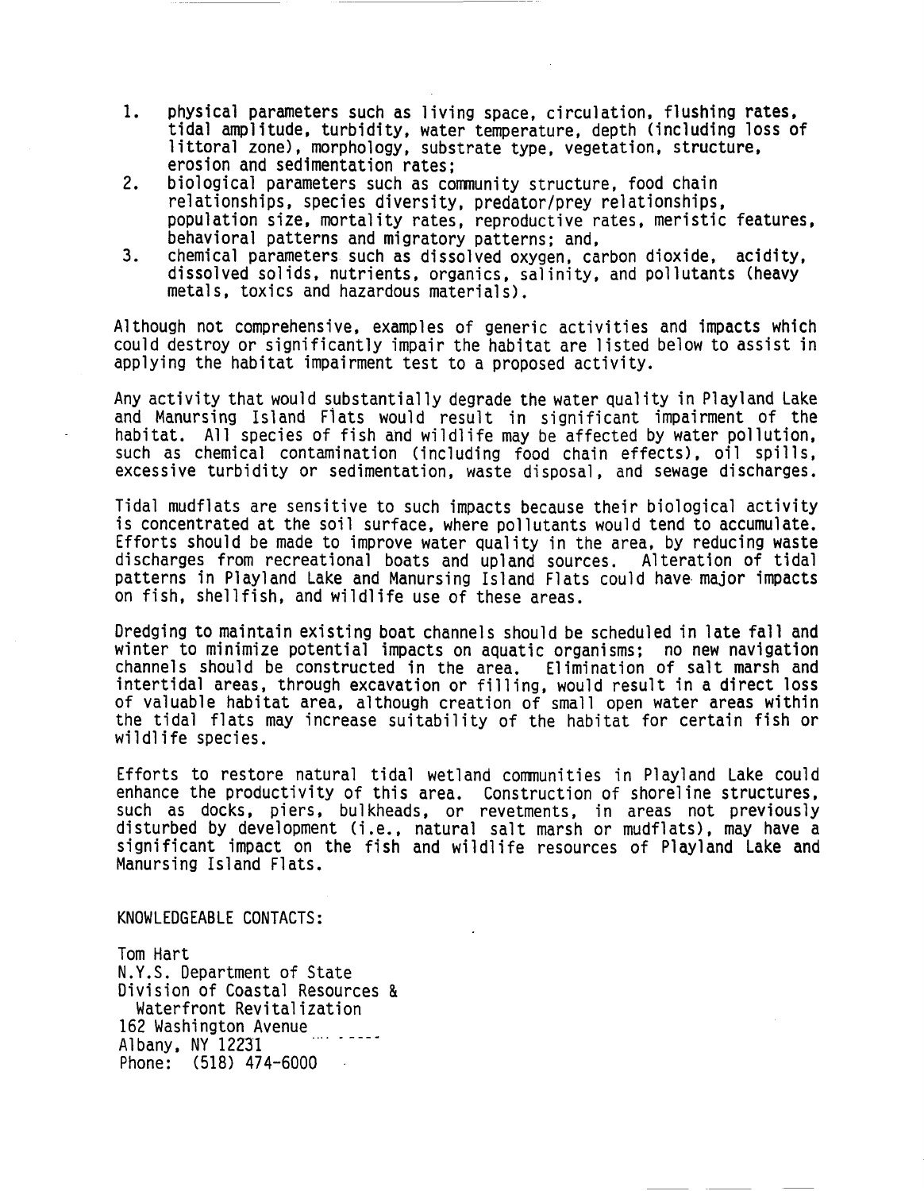1. physical parameters such as living space, circulation, flushing rates, tidal amplitude, turbidity, water temperature, depth (including loss of littoral zone), morphology, substrate type, vegetation, structure, erosion and sedimentation rates;
2. biological parameters such as community structure, food chain relationships, species diversity, predator/prey relationships, population size, mortality rates, reproductive rates, meristic features, behavioral patterns and migratory patterns; and,
3. chemical parameters such as dissolved oxygen, carbon dioxide, acidity, dissolved solids, nutrients, organics, salinity, and pollutants (heavy metals, toxics and hazardous materials).

Although not comprehensive, examples of generic activities and impacts which could destroy or significantly impair the habitat are listed below to assist in applying the habitat impairment test to a proposed activity.

Any activity that would substantially degrade the water quality in Playland Lake and Manursing Island Flats would result in significant impairment of the habitat. All species of fish and wildlife may be affected by water pollution, such as chemical contamination (including food chain effects), oil spills, excessive turbidity or sedimentation, waste disposal, and sewage discharges.

Tidal mudflats are sensitive to such impacts because their biological activity is concentrated at the soil surface, where pollutants would tend to accumulate. Efforts should be made to improve water quality in the area, by reducing waste discharges from recreational boats and upland sources. Alteration of tidal patterns in Playland Lake and Manursing Island Flats could have major impacts on fish, shellfish, and wildlife use of these areas.

Dredging to maintain existing boat channels should be scheduled in late fall and winter to minimize potential impacts on aquatic organisms; no new navigation channels should be constructed in the area. Elimination of salt marsh and intertidal areas, through excavation or filling, would result in a direct loss of valuable habitat area, although creation of small open water areas within the tidal flats may increase suitability of the habitat for certain fish or wildlife species.

Efforts to restore natural tidal wetland communities in Playland Lake could enhance the productivity of this area. Construction of shoreline structures, such as docks, piers, bulkheads, or revetments, in areas not previously disturbed by development (i.e., natural salt marsh or mudflats), may have a significant impact on the fish and wildlife resources of Playland Lake and Manursing Island Flats.

KNOWLEDGEABLE CONTACTS:

Tom Hart
N.Y.S. Department of State
Division of Coastal Resources &
Waterfront Revitalization
162 Washington Avenue
Albany, NY 12231
Phone: (518) 474-6000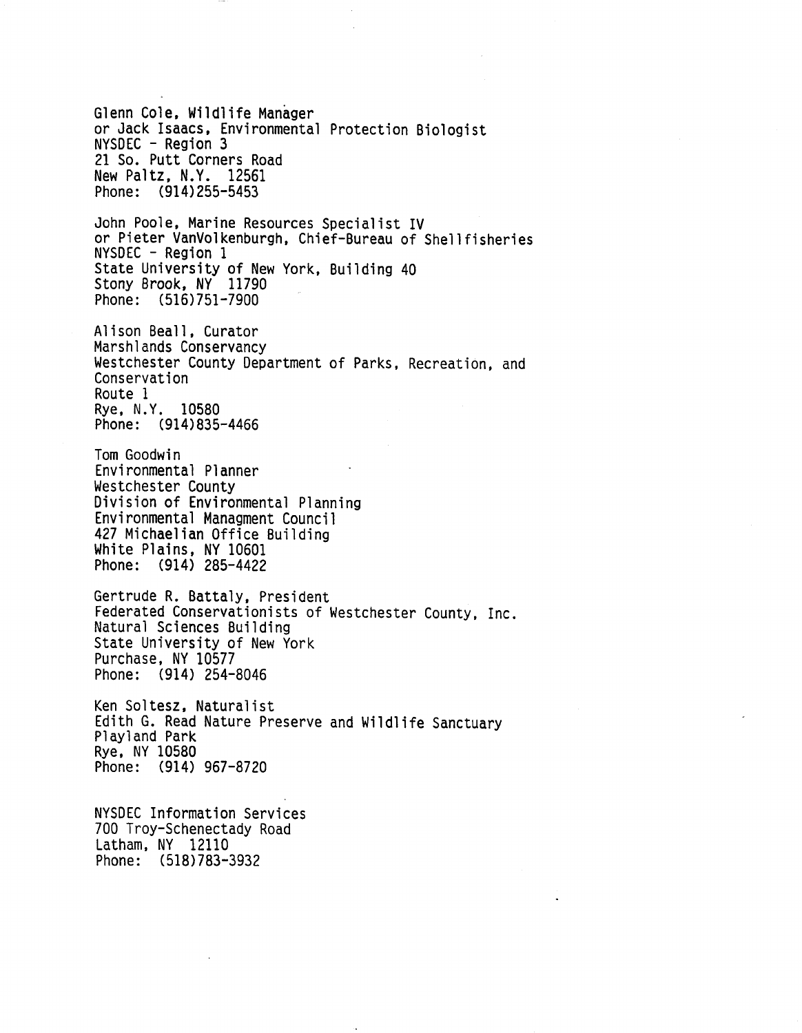Glenn Cole, Wildlife Manager
or Jack Isaacs, Environmental Protection Biologist
NYSDEC - Region 3
21 So. Putt Corners Road
New Paltz, N.Y. 12561
Phone: (914)255-5453

John Poole, Marine Resources Specialist IV
or Pieter VanVolkenburgh, Chief-Bureau of Shellfisheries
NYSDEC - Region 1
State University of New York, Building 40
Stony Brook, NY 11790
Phone: (516)751-7900

Alison Beall, Curator
Marshlands Conservancy
Westchester County Department of Parks, Recreation, and Conservation
Route 1
Rye, N.Y. 10580
Phone: (914)835-4466

Tom Goodwin
Environmental Planner
Westchester County
Division of Environmental Planning
Environmental Managment Council
427 Michaelian Office Building
White Plains, NY 10601
Phone: (914) 285-4422

Gertrude R. Battaly, President
Federated Conservationists of Westchester County, Inc.
Natural Sciences Building
State University of New York
Purchase, NY 10577
Phone: (914) 254-8046

Ken Soltesz, Naturalist
Edith G. Read Nature Preserve and Wildlife Sanctuary
Playland Park
Rye, NY 10580
Phone: (914) 967-8720

NYSDEC Information Services
700 Troy-Schenectady Road
Latham, NY 12110
Phone: (518)783-3932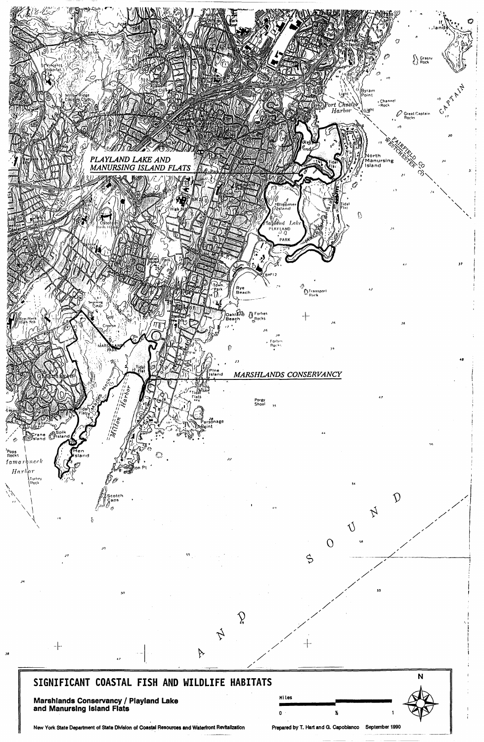PLAYLAND LAKE AND MANURSING ISLAND FLATS

MARSHLANDS CONSERVANCY

# SIGNIFICANT COASTAL FISH AND WILDLIFE HABITATS

**Marshlands Conservancy / Playland Lake and Manursing Island Flats**

Miles

0 ½ 1

N

New York State Department of State Division of Coastal Resources and Waterfront Revitalization

Prepared by T. Hart and G. Capobianco September 1990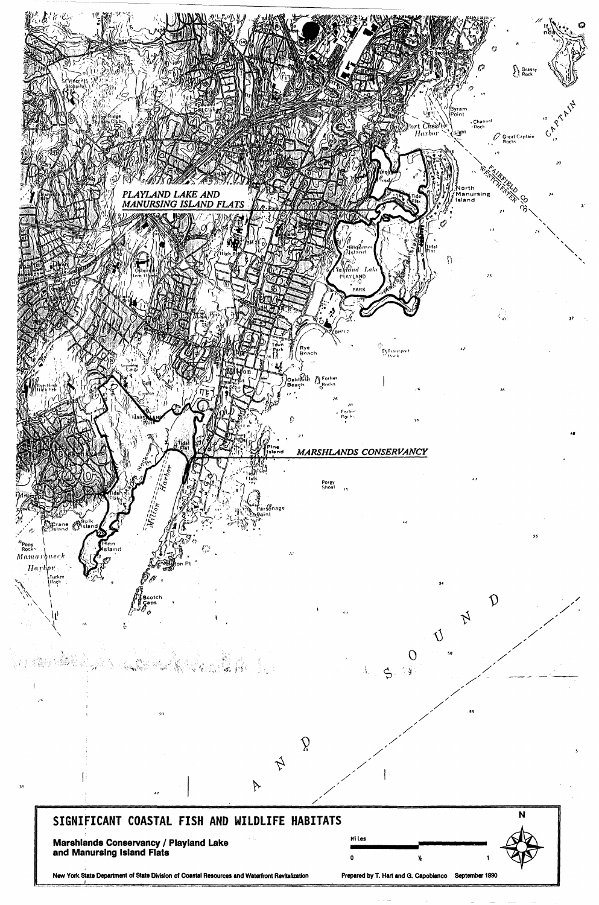PLAYLAND LAKE AND MANURSING ISLAND FLATS

MARSHLANDS CONSERVANCY

## SIGNIFICANT COASTAL FISH AND WILDLIFE HABITATS

**Marshlands Conservancy / Playland Lake and Manursing Island Flats**

Miles

0 ½ 1

New York State Department of State Division of Coastal Resources and Waterfront Revitalization

Prepared by T. Hart and G. Capobianco September 1990